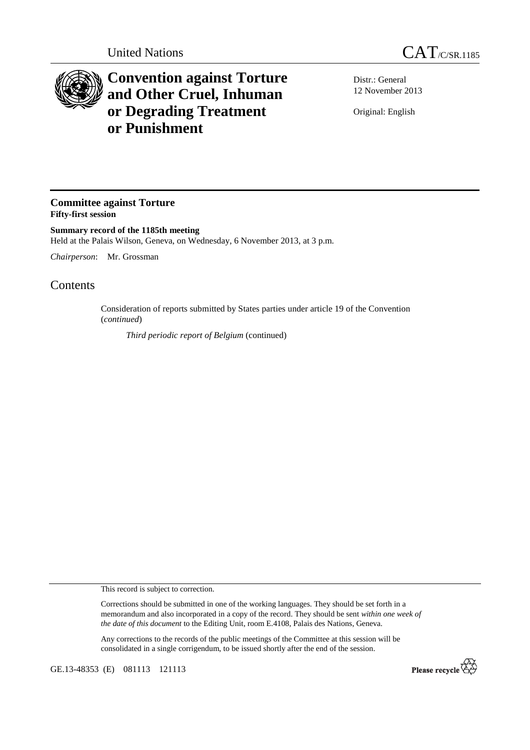United Nations

# CAT/C/SR.1185

# Convention against Torture and Other Cruel, Inhuman or Degrading Treatment or Punishment

Distr.: General
12 November 2013

Original: English

## Committee against Torture
**Fifty-first session**

**Summary record of the 1185th meeting**
Held at the Palais Wilson, Geneva, on Wednesday, 6 November 2013, at 3 p.m.

*Chairperson*: Mr. Grossman

## Contents

Consideration of reports submitted by States parties under article 19 of the Convention (*continued*)

*Third periodic report of Belgium* (continued)

This record is subject to correction.

Corrections should be submitted in one of the working languages. They should be set forth in a memorandum and also incorporated in a copy of the record. They should be sent *within one week of the date of this document* to the Editing Unit, room E.4108, Palais des Nations, Geneva.

Any corrections to the records of the public meetings of the Committee at this session will be consolidated in a single corrigendum, to be issued shortly after the end of the session.

GE.13-48353 (E) 081113 121113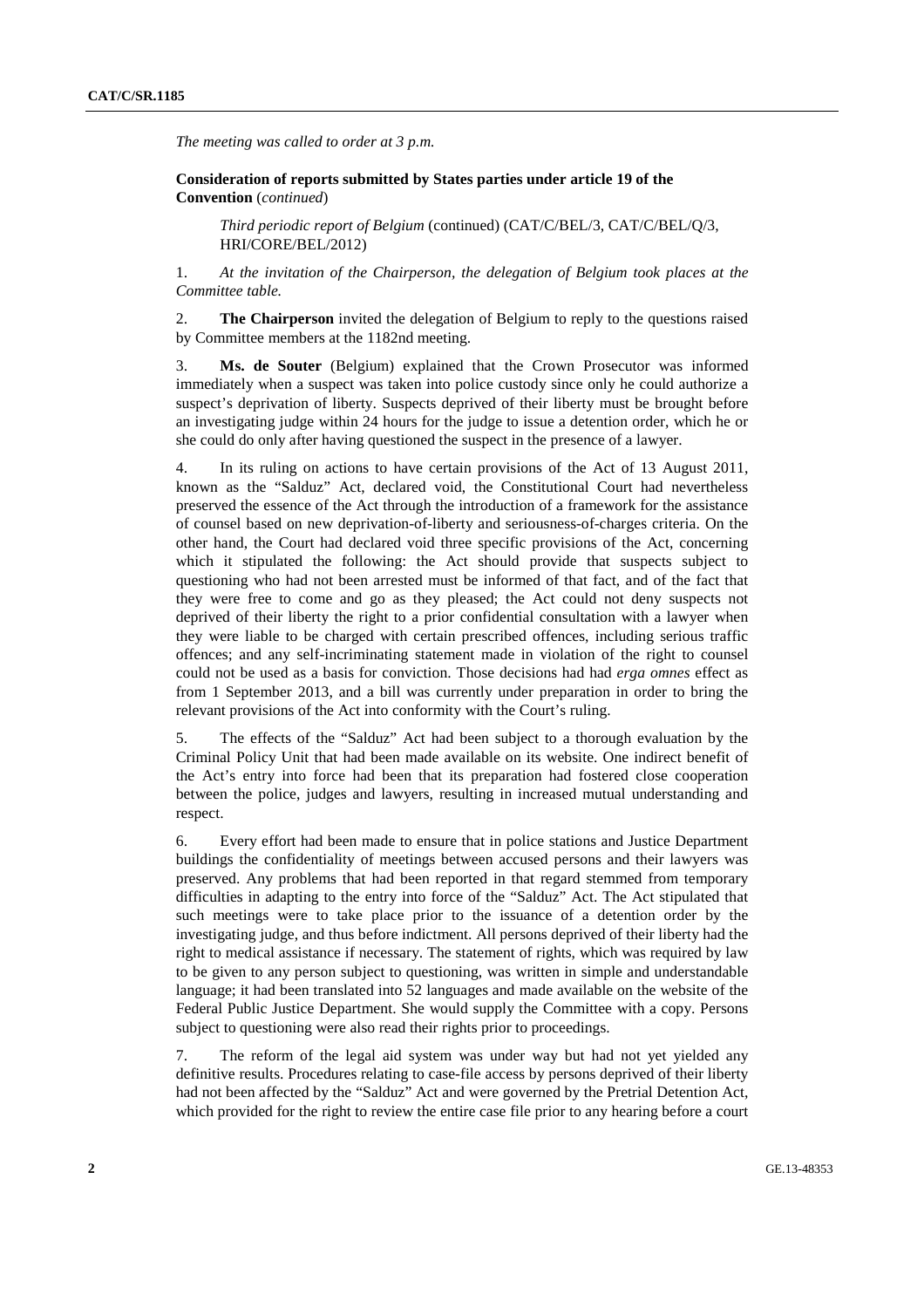*The meeting was called to order at 3 p.m.*

**Consideration of reports submitted by States parties under article 19 of the Convention** (*continued*)

*Third periodic report of Belgium* (continued) (CAT/C/BEL/3, CAT/C/BEL/Q/3, HRI/CORE/BEL/2012)

1. *At the invitation of the Chairperson, the delegation of Belgium took places at the Committee table.*

2. **The Chairperson** invited the delegation of Belgium to reply to the questions raised by Committee members at the 1182nd meeting.

3. **Ms. de Souter** (Belgium) explained that the Crown Prosecutor was informed immediately when a suspect was taken into police custody since only he could authorize a suspect's deprivation of liberty. Suspects deprived of their liberty must be brought before an investigating judge within 24 hours for the judge to issue a detention order, which he or she could do only after having questioned the suspect in the presence of a lawyer.

4. In its ruling on actions to have certain provisions of the Act of 13 August 2011, known as the "Salduz" Act, declared void, the Constitutional Court had nevertheless preserved the essence of the Act through the introduction of a framework for the assistance of counsel based on new deprivation-of-liberty and seriousness-of-charges criteria. On the other hand, the Court had declared void three specific provisions of the Act, concerning which it stipulated the following: the Act should provide that suspects subject to questioning who had not been arrested must be informed of that fact, and of the fact that they were free to come and go as they pleased; the Act could not deny suspects not deprived of their liberty the right to a prior confidential consultation with a lawyer when they were liable to be charged with certain prescribed offences, including serious traffic offences; and any self-incriminating statement made in violation of the right to counsel could not be used as a basis for conviction. Those decisions had had *erga omnes* effect as from 1 September 2013, and a bill was currently under preparation in order to bring the relevant provisions of the Act into conformity with the Court's ruling.

5. The effects of the "Salduz" Act had been subject to a thorough evaluation by the Criminal Policy Unit that had been made available on its website. One indirect benefit of the Act's entry into force had been that its preparation had fostered close cooperation between the police, judges and lawyers, resulting in increased mutual understanding and respect.

6. Every effort had been made to ensure that in police stations and Justice Department buildings the confidentiality of meetings between accused persons and their lawyers was preserved. Any problems that had been reported in that regard stemmed from temporary difficulties in adapting to the entry into force of the "Salduz" Act. The Act stipulated that such meetings were to take place prior to the issuance of a detention order by the investigating judge, and thus before indictment. All persons deprived of their liberty had the right to medical assistance if necessary. The statement of rights, which was required by law to be given to any person subject to questioning, was written in simple and understandable language; it had been translated into 52 languages and made available on the website of the Federal Public Justice Department. She would supply the Committee with a copy. Persons subject to questioning were also read their rights prior to proceedings.

7. The reform of the legal aid system was under way but had not yet yielded any definitive results. Procedures relating to case-file access by persons deprived of their liberty had not been affected by the "Salduz" Act and were governed by the Pretrial Detention Act, which provided for the right to review the entire case file prior to any hearing before a court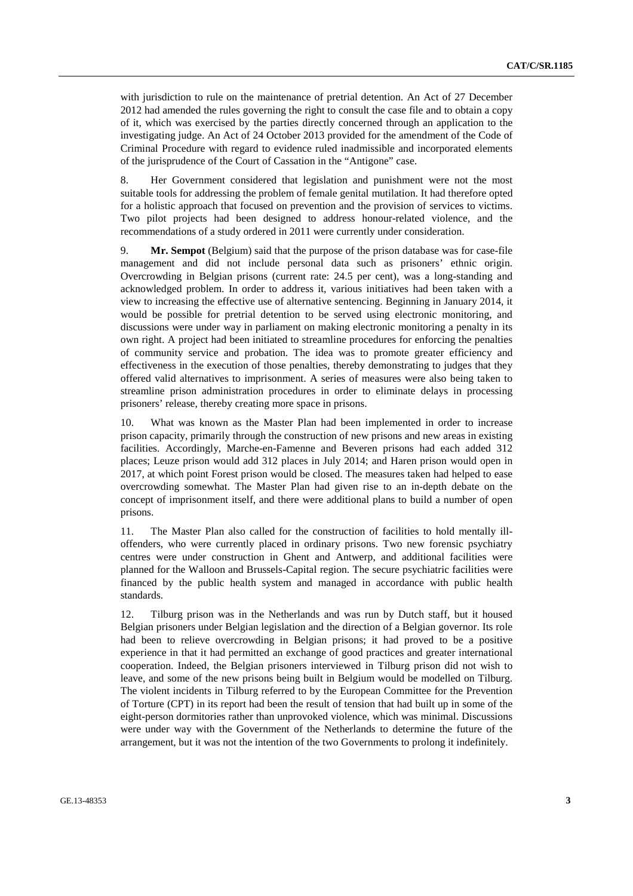with jurisdiction to rule on the maintenance of pretrial detention. An Act of 27 December 2012 had amended the rules governing the right to consult the case file and to obtain a copy of it, which was exercised by the parties directly concerned through an application to the investigating judge. An Act of 24 October 2013 provided for the amendment of the Code of Criminal Procedure with regard to evidence ruled inadmissible and incorporated elements of the jurisprudence of the Court of Cassation in the "Antigone" case.

8. Her Government considered that legislation and punishment were not the most suitable tools for addressing the problem of female genital mutilation. It had therefore opted for a holistic approach that focused on prevention and the provision of services to victims. Two pilot projects had been designed to address honour-related violence, and the recommendations of a study ordered in 2011 were currently under consideration.

9. **Mr. Sempot** (Belgium) said that the purpose of the prison database was for case-file management and did not include personal data such as prisoners' ethnic origin. Overcrowding in Belgian prisons (current rate: 24.5 per cent), was a long-standing and acknowledged problem. In order to address it, various initiatives had been taken with a view to increasing the effective use of alternative sentencing. Beginning in January 2014, it would be possible for pretrial detention to be served using electronic monitoring, and discussions were under way in parliament on making electronic monitoring a penalty in its own right. A project had been initiated to streamline procedures for enforcing the penalties of community service and probation. The idea was to promote greater efficiency and effectiveness in the execution of those penalties, thereby demonstrating to judges that they offered valid alternatives to imprisonment. A series of measures were also being taken to streamline prison administration procedures in order to eliminate delays in processing prisoners' release, thereby creating more space in prisons.

10. What was known as the Master Plan had been implemented in order to increase prison capacity, primarily through the construction of new prisons and new areas in existing facilities. Accordingly, Marche-en-Famenne and Beveren prisons had each added 312 places; Leuze prison would add 312 places in July 2014; and Haren prison would open in 2017, at which point Forest prison would be closed. The measures taken had helped to ease overcrowding somewhat. The Master Plan had given rise to an in-depth debate on the concept of imprisonment itself, and there were additional plans to build a number of open prisons.

11. The Master Plan also called for the construction of facilities to hold mentally ill-offenders, who were currently placed in ordinary prisons. Two new forensic psychiatry centres were under construction in Ghent and Antwerp, and additional facilities were planned for the Walloon and Brussels-Capital region. The secure psychiatric facilities were financed by the public health system and managed in accordance with public health standards.

12. Tilburg prison was in the Netherlands and was run by Dutch staff, but it housed Belgian prisoners under Belgian legislation and the direction of a Belgian governor. Its role had been to relieve overcrowding in Belgian prisons; it had proved to be a positive experience in that it had permitted an exchange of good practices and greater international cooperation. Indeed, the Belgian prisoners interviewed in Tilburg prison did not wish to leave, and some of the new prisons being built in Belgium would be modelled on Tilburg. The violent incidents in Tilburg referred to by the European Committee for the Prevention of Torture (CPT) in its report had been the result of tension that had built up in some of the eight-person dormitories rather than unprovoked violence, which was minimal. Discussions were under way with the Government of the Netherlands to determine the future of the arrangement, but it was not the intention of the two Governments to prolong it indefinitely.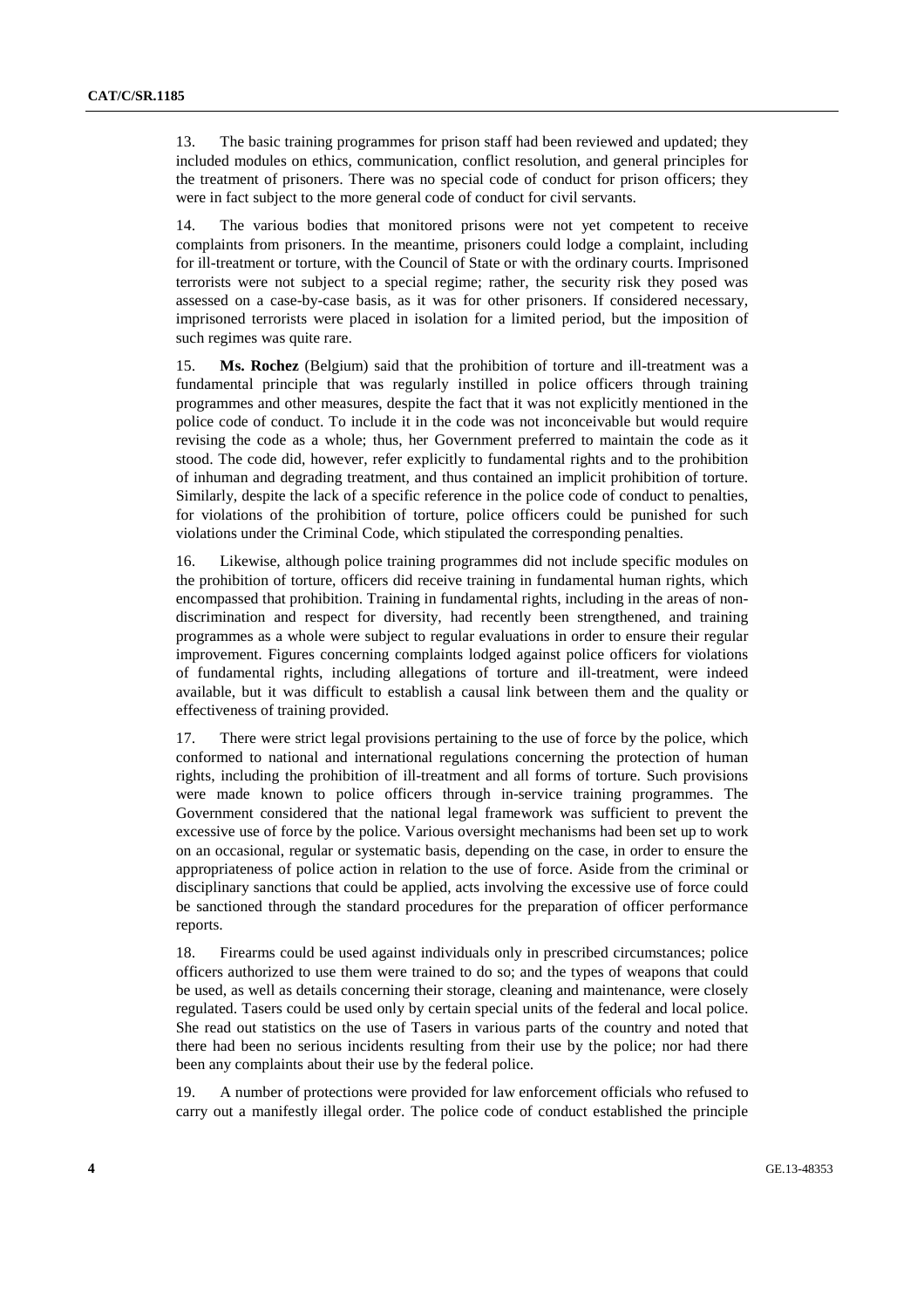13. The basic training programmes for prison staff had been reviewed and updated; they included modules on ethics, communication, conflict resolution, and general principles for the treatment of prisoners. There was no special code of conduct for prison officers; they were in fact subject to the more general code of conduct for civil servants.

14. The various bodies that monitored prisons were not yet competent to receive complaints from prisoners. In the meantime, prisoners could lodge a complaint, including for ill-treatment or torture, with the Council of State or with the ordinary courts. Imprisoned terrorists were not subject to a special regime; rather, the security risk they posed was assessed on a case-by-case basis, as it was for other prisoners. If considered necessary, imprisoned terrorists were placed in isolation for a limited period, but the imposition of such regimes was quite rare.

15. **Ms. Rochez** (Belgium) said that the prohibition of torture and ill-treatment was a fundamental principle that was regularly instilled in police officers through training programmes and other measures, despite the fact that it was not explicitly mentioned in the police code of conduct. To include it in the code was not inconceivable but would require revising the code as a whole; thus, her Government preferred to maintain the code as it stood. The code did, however, refer explicitly to fundamental rights and to the prohibition of inhuman and degrading treatment, and thus contained an implicit prohibition of torture. Similarly, despite the lack of a specific reference in the police code of conduct to penalties, for violations of the prohibition of torture, police officers could be punished for such violations under the Criminal Code, which stipulated the corresponding penalties.

16. Likewise, although police training programmes did not include specific modules on the prohibition of torture, officers did receive training in fundamental human rights, which encompassed that prohibition. Training in fundamental rights, including in the areas of non-discrimination and respect for diversity, had recently been strengthened, and training programmes as a whole were subject to regular evaluations in order to ensure their regular improvement. Figures concerning complaints lodged against police officers for violations of fundamental rights, including allegations of torture and ill-treatment, were indeed available, but it was difficult to establish a causal link between them and the quality or effectiveness of training provided.

17. There were strict legal provisions pertaining to the use of force by the police, which conformed to national and international regulations concerning the protection of human rights, including the prohibition of ill-treatment and all forms of torture. Such provisions were made known to police officers through in-service training programmes. The Government considered that the national legal framework was sufficient to prevent the excessive use of force by the police. Various oversight mechanisms had been set up to work on an occasional, regular or systematic basis, depending on the case, in order to ensure the appropriateness of police action in relation to the use of force. Aside from the criminal or disciplinary sanctions that could be applied, acts involving the excessive use of force could be sanctioned through the standard procedures for the preparation of officer performance reports.

18. Firearms could be used against individuals only in prescribed circumstances; police officers authorized to use them were trained to do so; and the types of weapons that could be used, as well as details concerning their storage, cleaning and maintenance, were closely regulated. Tasers could be used only by certain special units of the federal and local police. She read out statistics on the use of Tasers in various parts of the country and noted that there had been no serious incidents resulting from their use by the police; nor had there been any complaints about their use by the federal police.

19. A number of protections were provided for law enforcement officials who refused to carry out a manifestly illegal order. The police code of conduct established the principle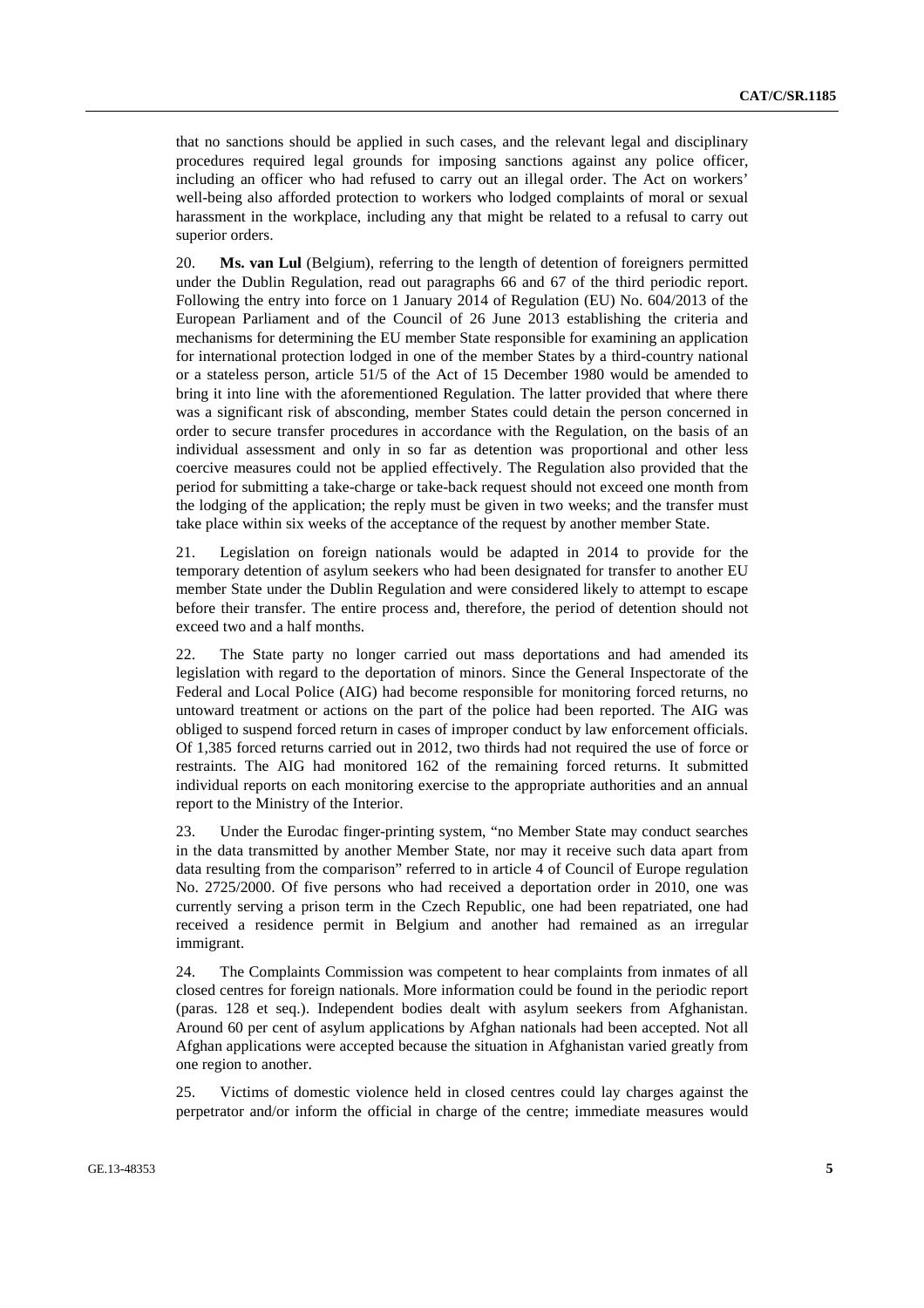that no sanctions should be applied in such cases, and the relevant legal and disciplinary procedures required legal grounds for imposing sanctions against any police officer, including an officer who had refused to carry out an illegal order. The Act on workers' well-being also afforded protection to workers who lodged complaints of moral or sexual harassment in the workplace, including any that might be related to a refusal to carry out superior orders.

20. **Ms. van Lul** (Belgium), referring to the length of detention of foreigners permitted under the Dublin Regulation, read out paragraphs 66 and 67 of the third periodic report. Following the entry into force on 1 January 2014 of Regulation (EU) No. 604/2013 of the European Parliament and of the Council of 26 June 2013 establishing the criteria and mechanisms for determining the EU member State responsible for examining an application for international protection lodged in one of the member States by a third-country national or a stateless person, article 51/5 of the Act of 15 December 1980 would be amended to bring it into line with the aforementioned Regulation. The latter provided that where there was a significant risk of absconding, member States could detain the person concerned in order to secure transfer procedures in accordance with the Regulation, on the basis of an individual assessment and only in so far as detention was proportional and other less coercive measures could not be applied effectively. The Regulation also provided that the period for submitting a take-charge or take-back request should not exceed one month from the lodging of the application; the reply must be given in two weeks; and the transfer must take place within six weeks of the acceptance of the request by another member State.

21. Legislation on foreign nationals would be adapted in 2014 to provide for the temporary detention of asylum seekers who had been designated for transfer to another EU member State under the Dublin Regulation and were considered likely to attempt to escape before their transfer. The entire process and, therefore, the period of detention should not exceed two and a half months.

22. The State party no longer carried out mass deportations and had amended its legislation with regard to the deportation of minors. Since the General Inspectorate of the Federal and Local Police (AIG) had become responsible for monitoring forced returns, no untoward treatment or actions on the part of the police had been reported. The AIG was obliged to suspend forced return in cases of improper conduct by law enforcement officials. Of 1,385 forced returns carried out in 2012, two thirds had not required the use of force or restraints. The AIG had monitored 162 of the remaining forced returns. It submitted individual reports on each monitoring exercise to the appropriate authorities and an annual report to the Ministry of the Interior.

23. Under the Eurodac finger-printing system, "no Member State may conduct searches in the data transmitted by another Member State, nor may it receive such data apart from data resulting from the comparison" referred to in article 4 of Council of Europe regulation No. 2725/2000. Of five persons who had received a deportation order in 2010, one was currently serving a prison term in the Czech Republic, one had been repatriated, one had received a residence permit in Belgium and another had remained as an irregular immigrant.

24. The Complaints Commission was competent to hear complaints from inmates of all closed centres for foreign nationals. More information could be found in the periodic report (paras. 128 et seq.). Independent bodies dealt with asylum seekers from Afghanistan. Around 60 per cent of asylum applications by Afghan nationals had been accepted. Not all Afghan applications were accepted because the situation in Afghanistan varied greatly from one region to another.

25. Victims of domestic violence held in closed centres could lay charges against the perpetrator and/or inform the official in charge of the centre; immediate measures would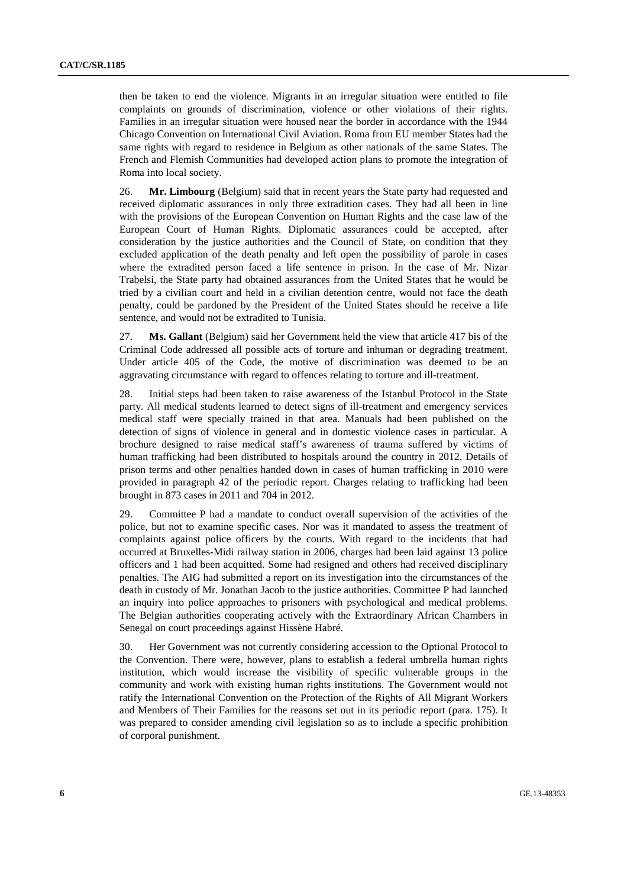then be taken to end the violence. Migrants in an irregular situation were entitled to file complaints on grounds of discrimination, violence or other violations of their rights. Families in an irregular situation were housed near the border in accordance with the 1944 Chicago Convention on International Civil Aviation. Roma from EU member States had the same rights with regard to residence in Belgium as other nationals of the same States. The French and Flemish Communities had developed action plans to promote the integration of Roma into local society.

26. **Mr. Limbourg** (Belgium) said that in recent years the State party had requested and received diplomatic assurances in only three extradition cases. They had all been in line with the provisions of the European Convention on Human Rights and the case law of the European Court of Human Rights. Diplomatic assurances could be accepted, after consideration by the justice authorities and the Council of State, on condition that they excluded application of the death penalty and left open the possibility of parole in cases where the extradited person faced a life sentence in prison. In the case of Mr. Nizar Trabelsi, the State party had obtained assurances from the United States that he would be tried by a civilian court and held in a civilian detention centre, would not face the death penalty, could be pardoned by the President of the United States should he receive a life sentence, and would not be extradited to Tunisia.

27. **Ms. Gallant** (Belgium) said her Government held the view that article 417 bis of the Criminal Code addressed all possible acts of torture and inhuman or degrading treatment. Under article 405 of the Code, the motive of discrimination was deemed to be an aggravating circumstance with regard to offences relating to torture and ill-treatment.

28. Initial steps had been taken to raise awareness of the Istanbul Protocol in the State party. All medical students learned to detect signs of ill-treatment and emergency services medical staff were specially trained in that area. Manuals had been published on the detection of signs of violence in general and in domestic violence cases in particular. A brochure designed to raise medical staff's awareness of trauma suffered by victims of human trafficking had been distributed to hospitals around the country in 2012. Details of prison terms and other penalties handed down in cases of human trafficking in 2010 were provided in paragraph 42 of the periodic report. Charges relating to trafficking had been brought in 873 cases in 2011 and 704 in 2012.

29. Committee P had a mandate to conduct overall supervision of the activities of the police, but not to examine specific cases. Nor was it mandated to assess the treatment of complaints against police officers by the courts. With regard to the incidents that had occurred at Bruxelles-Midi railway station in 2006, charges had been laid against 13 police officers and 1 had been acquitted. Some had resigned and others had received disciplinary penalties. The AIG had submitted a report on its investigation into the circumstances of the death in custody of Mr. Jonathan Jacob to the justice authorities. Committee P had launched an inquiry into police approaches to prisoners with psychological and medical problems. The Belgian authorities cooperating actively with the Extraordinary African Chambers in Senegal on court proceedings against Hissène Habré.

30. Her Government was not currently considering accession to the Optional Protocol to the Convention. There were, however, plans to establish a federal umbrella human rights institution, which would increase the visibility of specific vulnerable groups in the community and work with existing human rights institutions. The Government would not ratify the International Convention on the Protection of the Rights of All Migrant Workers and Members of Their Families for the reasons set out in its periodic report (para. 175). It was prepared to consider amending civil legislation so as to include a specific prohibition of corporal punishment.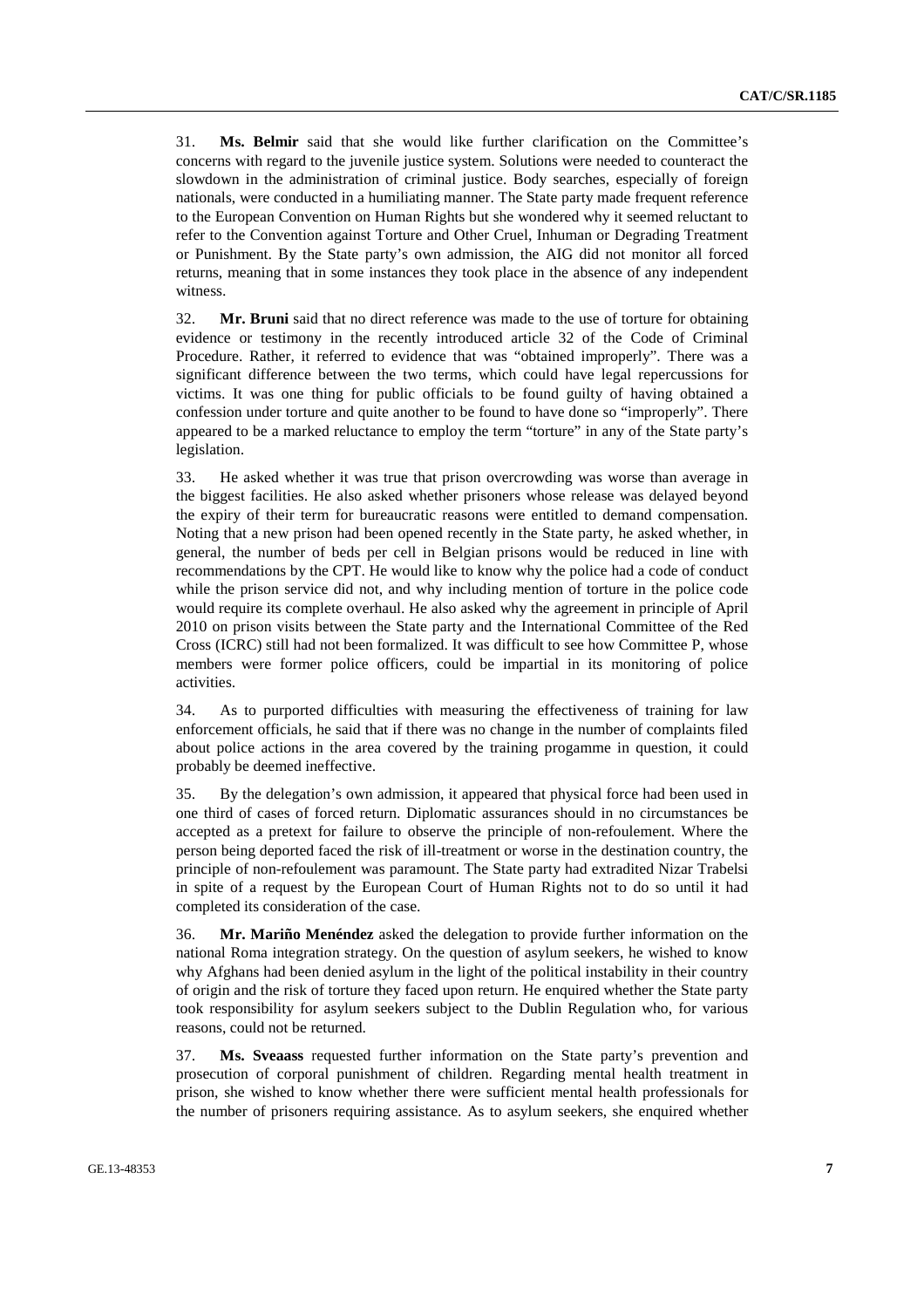31. **Ms. Belmir** said that she would like further clarification on the Committee's concerns with regard to the juvenile justice system. Solutions were needed to counteract the slowdown in the administration of criminal justice. Body searches, especially of foreign nationals, were conducted in a humiliating manner. The State party made frequent reference to the European Convention on Human Rights but she wondered why it seemed reluctant to refer to the Convention against Torture and Other Cruel, Inhuman or Degrading Treatment or Punishment. By the State party's own admission, the AIG did not monitor all forced returns, meaning that in some instances they took place in the absence of any independent witness.

32. **Mr. Bruni** said that no direct reference was made to the use of torture for obtaining evidence or testimony in the recently introduced article 32 of the Code of Criminal Procedure. Rather, it referred to evidence that was "obtained improperly". There was a significant difference between the two terms, which could have legal repercussions for victims. It was one thing for public officials to be found guilty of having obtained a confession under torture and quite another to be found to have done so "improperly". There appeared to be a marked reluctance to employ the term "torture" in any of the State party's legislation.

33. He asked whether it was true that prison overcrowding was worse than average in the biggest facilities. He also asked whether prisoners whose release was delayed beyond the expiry of their term for bureaucratic reasons were entitled to demand compensation. Noting that a new prison had been opened recently in the State party, he asked whether, in general, the number of beds per cell in Belgian prisons would be reduced in line with recommendations by the CPT. He would like to know why the police had a code of conduct while the prison service did not, and why including mention of torture in the police code would require its complete overhaul. He also asked why the agreement in principle of April 2010 on prison visits between the State party and the International Committee of the Red Cross (ICRC) still had not been formalized. It was difficult to see how Committee P, whose members were former police officers, could be impartial in its monitoring of police activities.

34. As to purported difficulties with measuring the effectiveness of training for law enforcement officials, he said that if there was no change in the number of complaints filed about police actions in the area covered by the training progamme in question, it could probably be deemed ineffective.

35. By the delegation's own admission, it appeared that physical force had been used in one third of cases of forced return. Diplomatic assurances should in no circumstances be accepted as a pretext for failure to observe the principle of non-refoulement. Where the person being deported faced the risk of ill-treatment or worse in the destination country, the principle of non-refoulement was paramount. The State party had extradited Nizar Trabelsi in spite of a request by the European Court of Human Rights not to do so until it had completed its consideration of the case.

36. **Mr. Mariño Menéndez** asked the delegation to provide further information on the national Roma integration strategy. On the question of asylum seekers, he wished to know why Afghans had been denied asylum in the light of the political instability in their country of origin and the risk of torture they faced upon return. He enquired whether the State party took responsibility for asylum seekers subject to the Dublin Regulation who, for various reasons, could not be returned.

37. **Ms. Sveaass** requested further information on the State party's prevention and prosecution of corporal punishment of children. Regarding mental health treatment in prison, she wished to know whether there were sufficient mental health professionals for the number of prisoners requiring assistance. As to asylum seekers, she enquired whether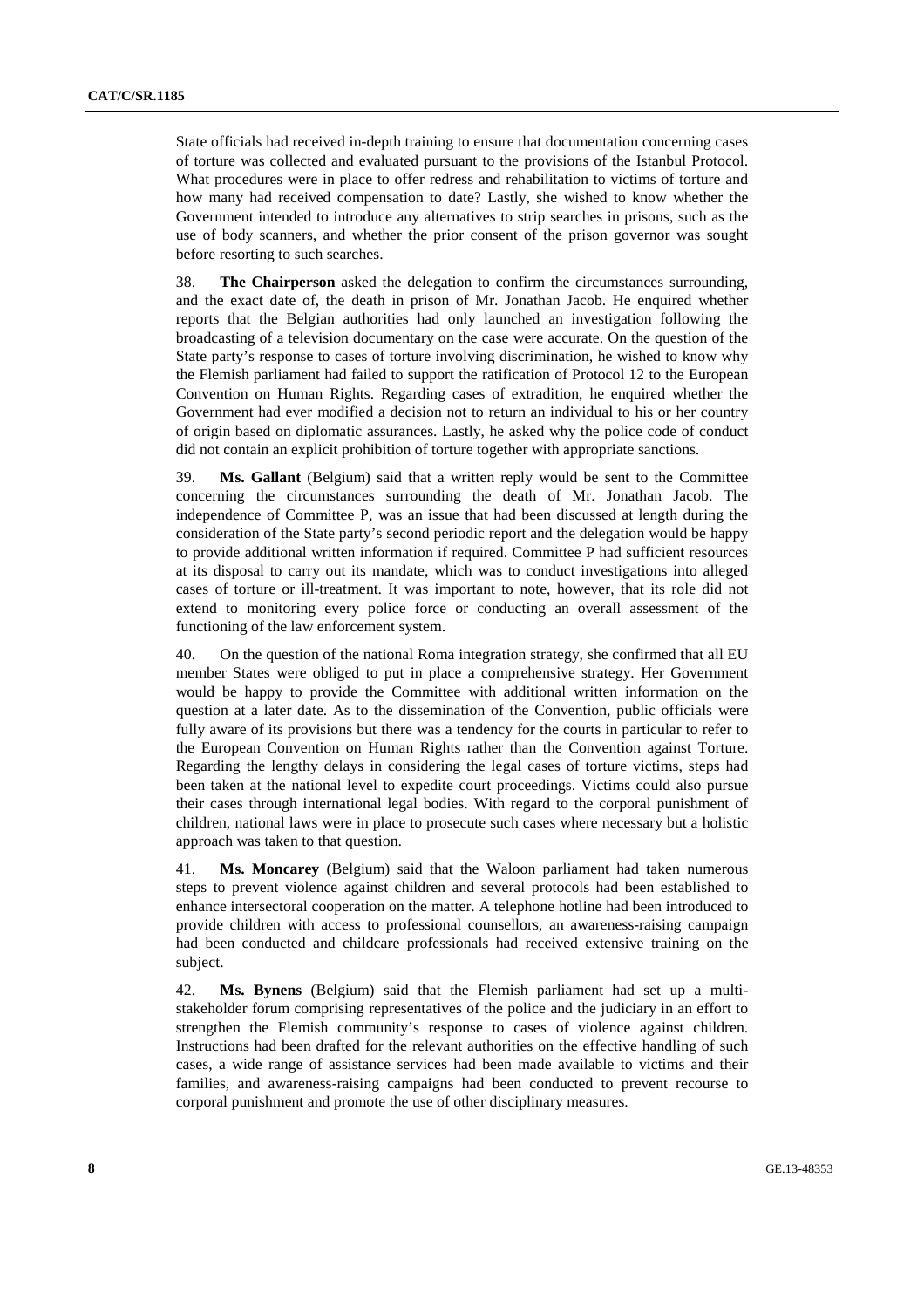State officials had received in-depth training to ensure that documentation concerning cases of torture was collected and evaluated pursuant to the provisions of the Istanbul Protocol. What procedures were in place to offer redress and rehabilitation to victims of torture and how many had received compensation to date? Lastly, she wished to know whether the Government intended to introduce any alternatives to strip searches in prisons, such as the use of body scanners, and whether the prior consent of the prison governor was sought before resorting to such searches.

38. **The Chairperson** asked the delegation to confirm the circumstances surrounding, and the exact date of, the death in prison of Mr. Jonathan Jacob. He enquired whether reports that the Belgian authorities had only launched an investigation following the broadcasting of a television documentary on the case were accurate. On the question of the State party's response to cases of torture involving discrimination, he wished to know why the Flemish parliament had failed to support the ratification of Protocol 12 to the European Convention on Human Rights. Regarding cases of extradition, he enquired whether the Government had ever modified a decision not to return an individual to his or her country of origin based on diplomatic assurances. Lastly, he asked why the police code of conduct did not contain an explicit prohibition of torture together with appropriate sanctions.

39. **Ms. Gallant** (Belgium) said that a written reply would be sent to the Committee concerning the circumstances surrounding the death of Mr. Jonathan Jacob. The independence of Committee P, was an issue that had been discussed at length during the consideration of the State party's second periodic report and the delegation would be happy to provide additional written information if required. Committee P had sufficient resources at its disposal to carry out its mandate, which was to conduct investigations into alleged cases of torture or ill-treatment. It was important to note, however, that its role did not extend to monitoring every police force or conducting an overall assessment of the functioning of the law enforcement system.

40. On the question of the national Roma integration strategy, she confirmed that all EU member States were obliged to put in place a comprehensive strategy. Her Government would be happy to provide the Committee with additional written information on the question at a later date. As to the dissemination of the Convention, public officials were fully aware of its provisions but there was a tendency for the courts in particular to refer to the European Convention on Human Rights rather than the Convention against Torture. Regarding the lengthy delays in considering the legal cases of torture victims, steps had been taken at the national level to expedite court proceedings. Victims could also pursue their cases through international legal bodies. With regard to the corporal punishment of children, national laws were in place to prosecute such cases where necessary but a holistic approach was taken to that question.

41. **Ms. Moncarey** (Belgium) said that the Waloon parliament had taken numerous steps to prevent violence against children and several protocols had been established to enhance intersectoral cooperation on the matter. A telephone hotline had been introduced to provide children with access to professional counsellors, an awareness-raising campaign had been conducted and childcare professionals had received extensive training on the subject.

42. **Ms. Bynens** (Belgium) said that the Flemish parliament had set up a multi-stakeholder forum comprising representatives of the police and the judiciary in an effort to strengthen the Flemish community's response to cases of violence against children. Instructions had been drafted for the relevant authorities on the effective handling of such cases, a wide range of assistance services had been made available to victims and their families, and awareness-raising campaigns had been conducted to prevent recourse to corporal punishment and promote the use of other disciplinary measures.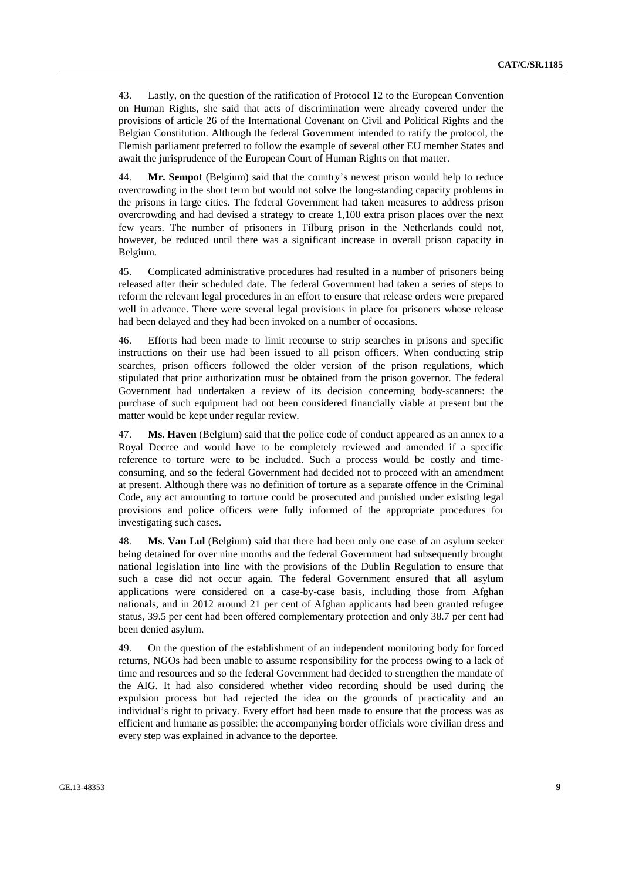43. Lastly, on the question of the ratification of Protocol 12 to the European Convention on Human Rights, she said that acts of discrimination were already covered under the provisions of article 26 of the International Covenant on Civil and Political Rights and the Belgian Constitution. Although the federal Government intended to ratify the protocol, the Flemish parliament preferred to follow the example of several other EU member States and await the jurisprudence of the European Court of Human Rights on that matter.

44. **Mr. Sempot** (Belgium) said that the country's newest prison would help to reduce overcrowding in the short term but would not solve the long-standing capacity problems in the prisons in large cities. The federal Government had taken measures to address prison overcrowding and had devised a strategy to create 1,100 extra prison places over the next few years. The number of prisoners in Tilburg prison in the Netherlands could not, however, be reduced until there was a significant increase in overall prison capacity in Belgium.

45. Complicated administrative procedures had resulted in a number of prisoners being released after their scheduled date. The federal Government had taken a series of steps to reform the relevant legal procedures in an effort to ensure that release orders were prepared well in advance. There were several legal provisions in place for prisoners whose release had been delayed and they had been invoked on a number of occasions.

46. Efforts had been made to limit recourse to strip searches in prisons and specific instructions on their use had been issued to all prison officers. When conducting strip searches, prison officers followed the older version of the prison regulations, which stipulated that prior authorization must be obtained from the prison governor. The federal Government had undertaken a review of its decision concerning body-scanners: the purchase of such equipment had not been considered financially viable at present but the matter would be kept under regular review.

47. **Ms. Haven** (Belgium) said that the police code of conduct appeared as an annex to a Royal Decree and would have to be completely reviewed and amended if a specific reference to torture were to be included. Such a process would be costly and time-consuming, and so the federal Government had decided not to proceed with an amendment at present. Although there was no definition of torture as a separate offence in the Criminal Code, any act amounting to torture could be prosecuted and punished under existing legal provisions and police officers were fully informed of the appropriate procedures for investigating such cases.

48. **Ms. Van Lul** (Belgium) said that there had been only one case of an asylum seeker being detained for over nine months and the federal Government had subsequently brought national legislation into line with the provisions of the Dublin Regulation to ensure that such a case did not occur again. The federal Government ensured that all asylum applications were considered on a case-by-case basis, including those from Afghan nationals, and in 2012 around 21 per cent of Afghan applicants had been granted refugee status, 39.5 per cent had been offered complementary protection and only 38.7 per cent had been denied asylum.

49. On the question of the establishment of an independent monitoring body for forced returns, NGOs had been unable to assume responsibility for the process owing to a lack of time and resources and so the federal Government had decided to strengthen the mandate of the AIG. It had also considered whether video recording should be used during the expulsion process but had rejected the idea on the grounds of practicality and an individual's right to privacy. Every effort had been made to ensure that the process was as efficient and humane as possible: the accompanying border officials wore civilian dress and every step was explained in advance to the deportee.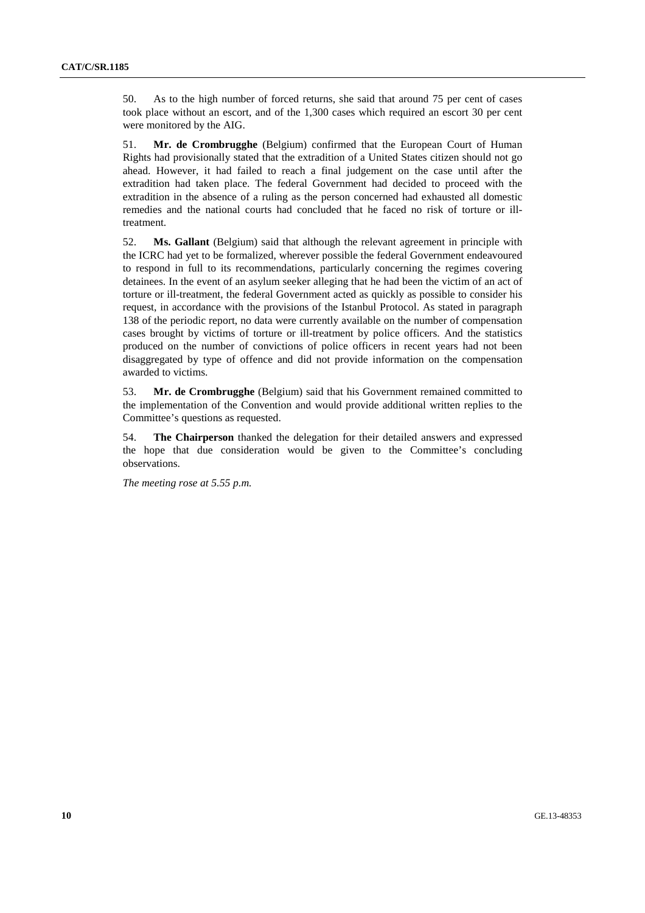50. As to the high number of forced returns, she said that around 75 per cent of cases took place without an escort, and of the 1,300 cases which required an escort 30 per cent were monitored by the AIG.

51. **Mr. de Crombrugghe** (Belgium) confirmed that the European Court of Human Rights had provisionally stated that the extradition of a United States citizen should not go ahead. However, it had failed to reach a final judgement on the case until after the extradition had taken place. The federal Government had decided to proceed with the extradition in the absence of a ruling as the person concerned had exhausted all domestic remedies and the national courts had concluded that he faced no risk of torture or ill-treatment.

52. **Ms. Gallant** (Belgium) said that although the relevant agreement in principle with the ICRC had yet to be formalized, wherever possible the federal Government endeavoured to respond in full to its recommendations, particularly concerning the regimes covering detainees. In the event of an asylum seeker alleging that he had been the victim of an act of torture or ill-treatment, the federal Government acted as quickly as possible to consider his request, in accordance with the provisions of the Istanbul Protocol. As stated in paragraph 138 of the periodic report, no data were currently available on the number of compensation cases brought by victims of torture or ill-treatment by police officers. And the statistics produced on the number of convictions of police officers in recent years had not been disaggregated by type of offence and did not provide information on the compensation awarded to victims.

53. **Mr. de Crombrugghe** (Belgium) said that his Government remained committed to the implementation of the Convention and would provide additional written replies to the Committee's questions as requested.

54. **The Chairperson** thanked the delegation for their detailed answers and expressed the hope that due consideration would be given to the Committee's concluding observations.

*The meeting rose at 5.55 p.m.*